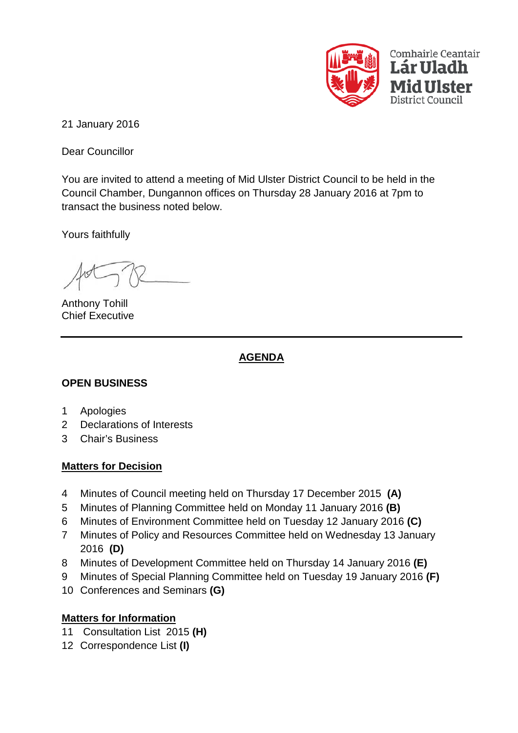Comhairle Ceantair Lár Uladh
Mid Ulster District Council

21 January 2016

Dear Councillor

You are invited to attend a meeting of Mid Ulster District Council to be held in the Council Chamber, Dungannon offices on Thursday 28 January 2016 at 7pm to transact the business noted below.

Yours faithfully

Anthony Tohill
Chief Executive

---

## AGENDA

### OPEN BUSINESS

1 Apologies
2 Declarations of Interests
3 Chair's Business

**Matters for Decision**

4 Minutes of Council meeting held on Thursday 17 December 2015 **(A)**
5 Minutes of Planning Committee held on Monday 11 January 2016 **(B)**
6 Minutes of Environment Committee held on Tuesday 12 January 2016 **(C)**
7 Minutes of Policy and Resources Committee held on Wednesday 13 January 2016 **(D)**
8 Minutes of Development Committee held on Thursday 14 January 2016 **(E)**
9 Minutes of Special Planning Committee held on Tuesday 19 January 2016 **(F)**
10 Conferences and Seminars **(G)**

**Matters for Information**

11 Consultation List 2015 **(H)**
12 Correspondence List **(I)**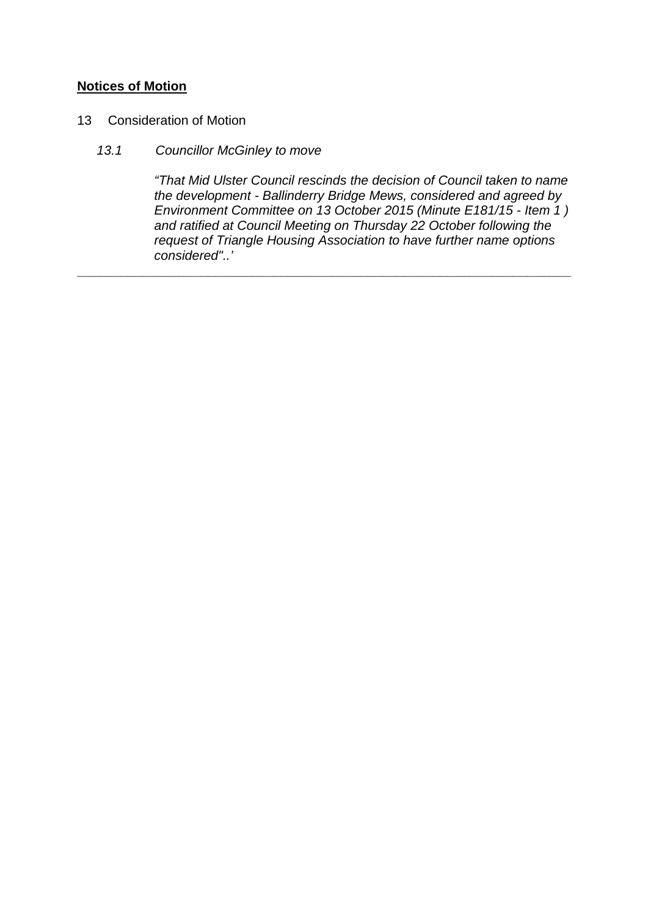**Notices of Motion**

13 Consideration of Motion

*13.1 Councillor McGinley to move*

*"That Mid Ulster Council rescinds the decision of Council taken to name the development - Ballinderry Bridge Mews, considered and agreed by Environment Committee on 13 October 2015 (Minute E181/15 - Item 1 ) and ratified at Council Meeting on Thursday 22 October following the request of Triangle Housing Association to have further name options considered"..'*

---